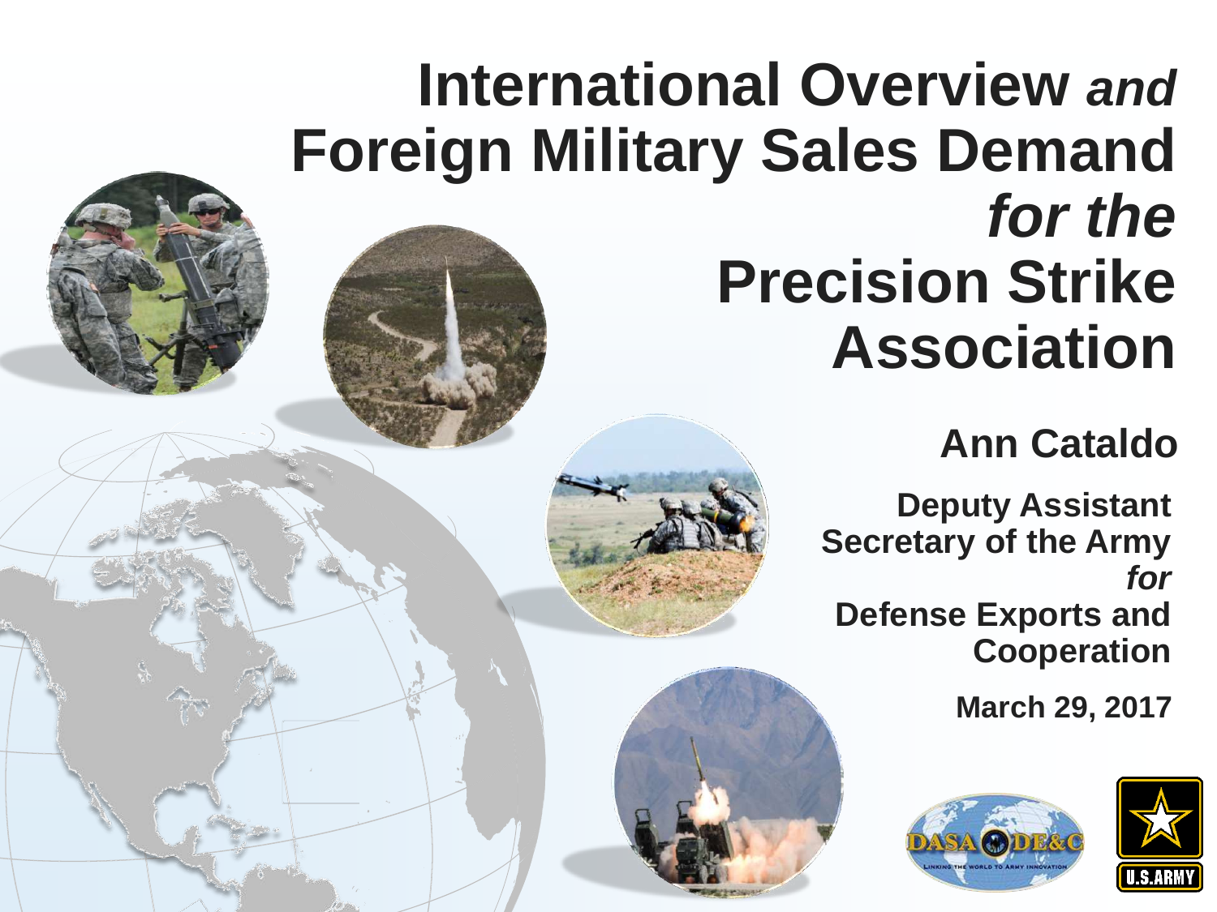# International Overview *and* Foreign Military Sales Demand *for the* Precision Strike Association

**Ann Cataldo**

**Deputy Assistant Secretary of the Army *for* Defense Exports and Cooperation**

**March 29, 2017**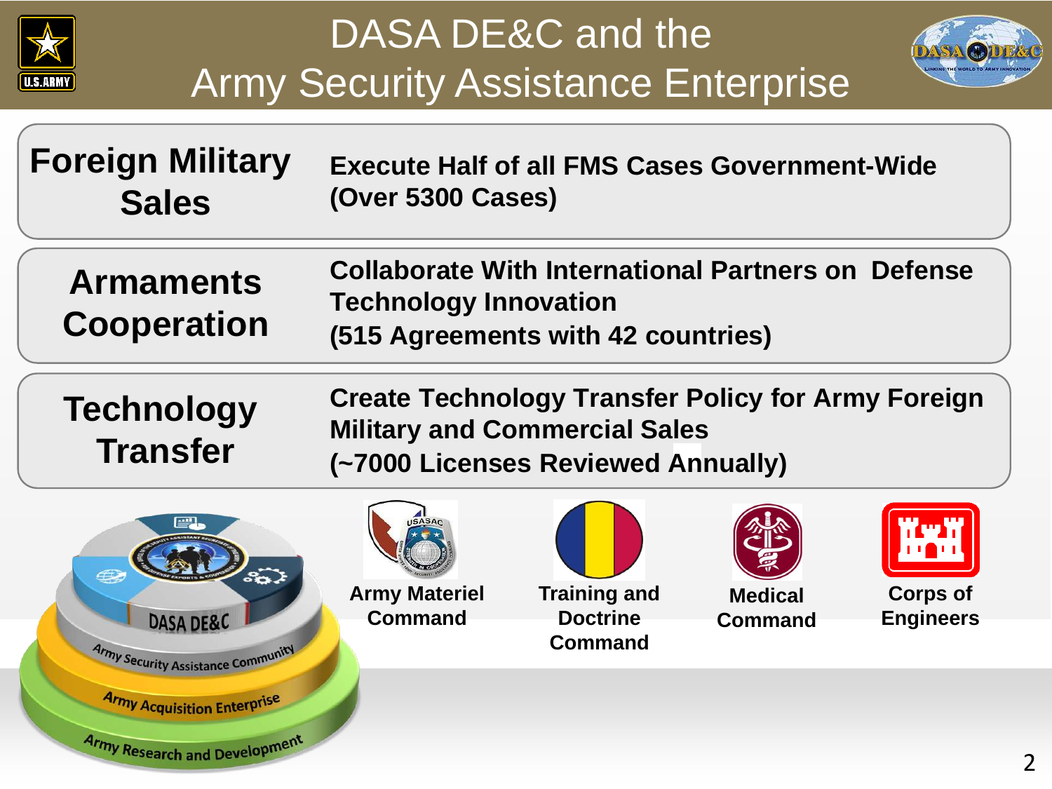# DASA DE&C and the Army Security Assistance Enterprise

| | |
|---|---|
| **Foreign Military Sales** | **Execute Half of all FMS Cases Government-Wide (Over 5300 Cases)** |
| **Armaments Cooperation** | **Collaborate With International Partners on Defense Technology Innovation (515 Agreements with 42 countries)** |
| **Technology Transfer** | **Create Technology Transfer Policy for Army Foreign Military and Commercial Sales (~7000 Licenses Reviewed Annually)** |

DASA DE&C

Army Security Assistance Community

Army Acquisition Enterprise

Army Research and Development

**Army Materiel Command**

**Training and Doctrine Command**

**Medical Command**

**Corps of Engineers**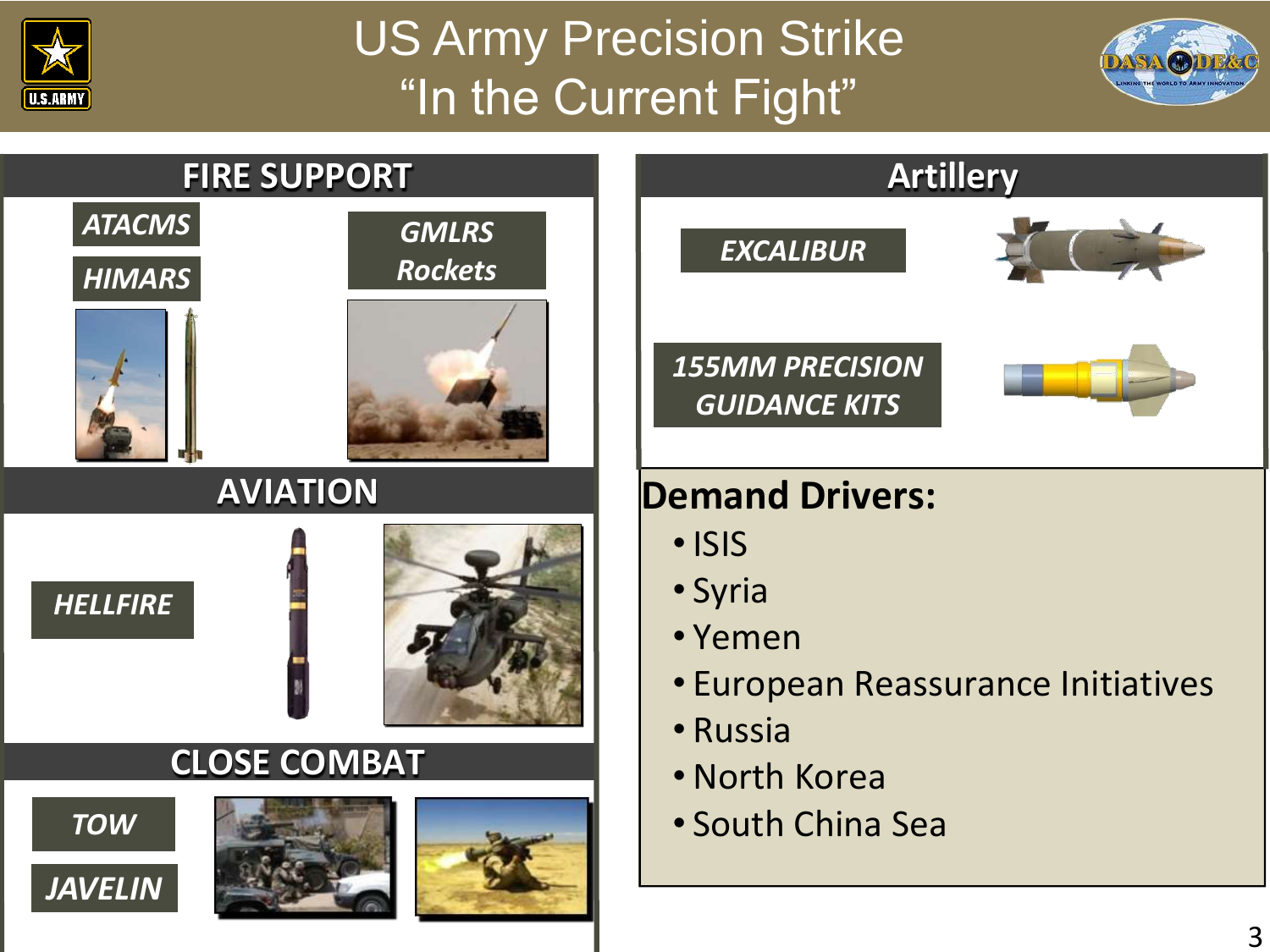# US Army Precision Strike "In the Current Fight"

## FIRE SUPPORT

*ATACMS*

*HIMARS*

*GMLRS Rockets*

## AVIATION

*HELLFIRE*

## CLOSE COMBAT

*TOW*

*JAVELIN*

## Artillery

*EXCALIBUR*

*155MM PRECISION GUIDANCE KITS*

**Demand Drivers:**

- ISIS
- Syria
- Yemen
- European Reassurance Initiatives
- Russia
- North Korea
- South China Sea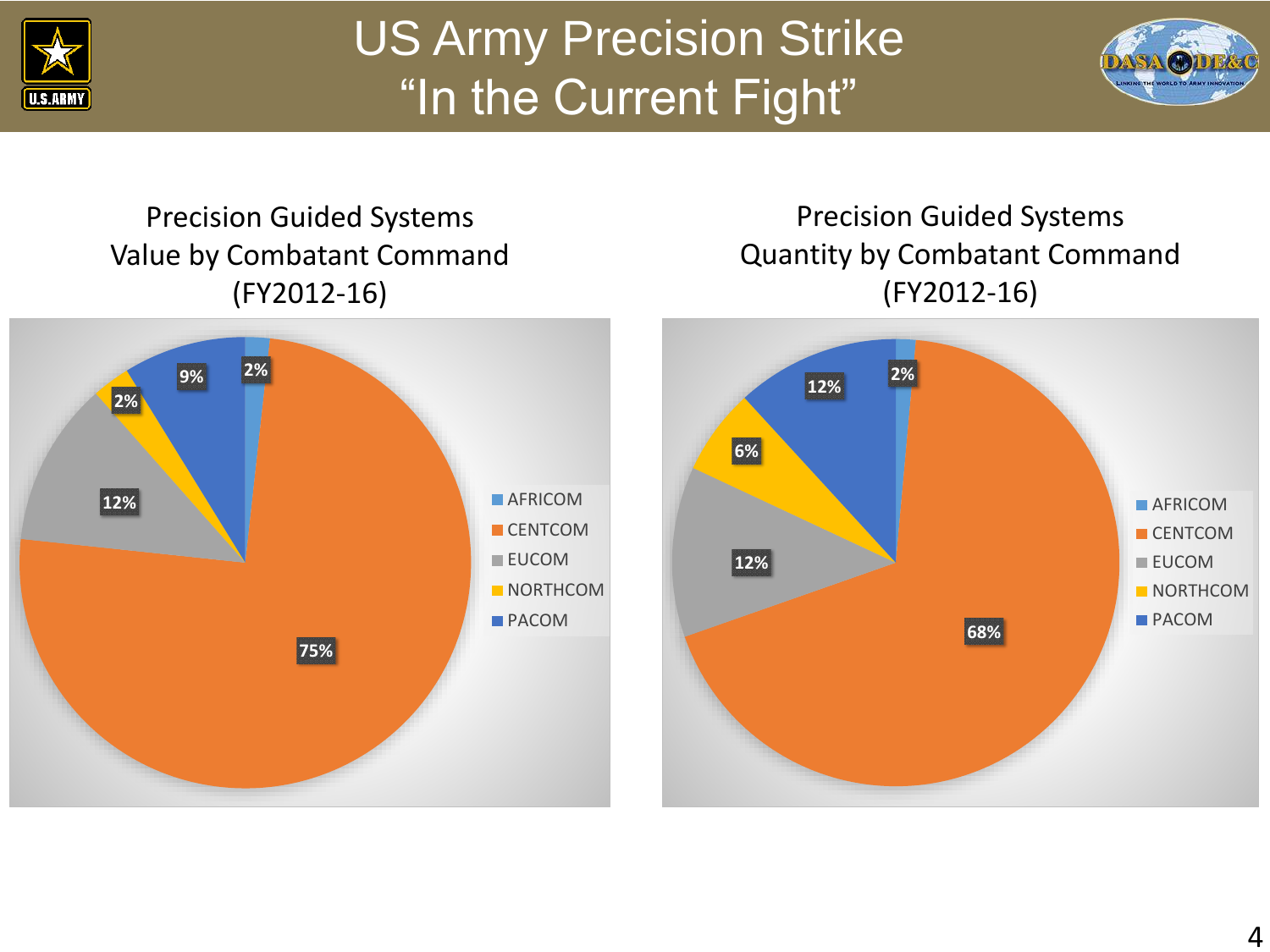# US Army Precision Strike "In the Current Fight"

## Precision Guided Systems Value by Combatant Command (FY2012-16)

| Combatant Command | Value |
|---|---|
| AFRICOM | 2% |
| CENTCOM | 75% |
| EUCOM | 12% |
| NORTHCOM | 2% |
| PACOM | 9% |

## Precision Guided Systems Quantity by Combatant Command (FY2012-16)

| Combatant Command | Quantity |
|---|---|
| AFRICOM | 2% |
| CENTCOM | 68% |
| EUCOM | 12% |
| NORTHCOM | 6% |
| PACOM | 12% |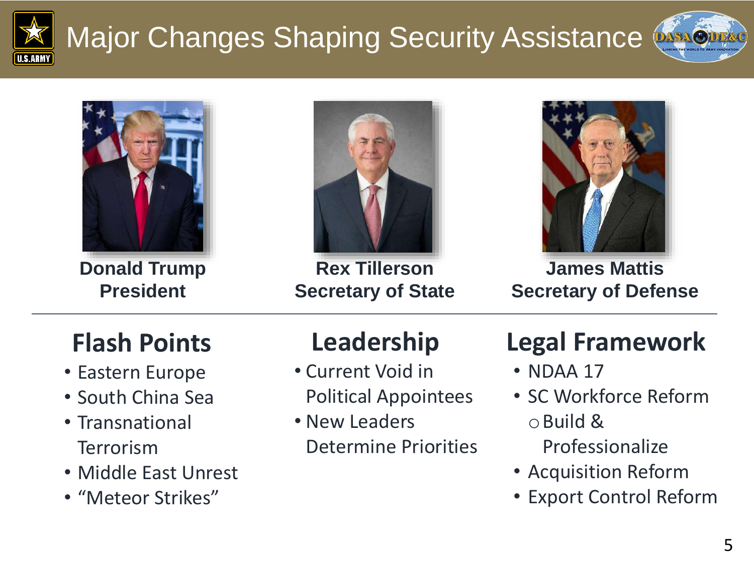# Major Changes Shaping Security Assistance

**Donald Trump**
**President**

**Rex Tillerson**
**Secretary of State**

**James Mattis**
**Secretary of Defense**

## Flash Points

- Eastern Europe
- South China Sea
- Transnational Terrorism
- Middle East Unrest
- "Meteor Strikes"

## Leadership

- Current Void in Political Appointees
- New Leaders Determine Priorities

## Legal Framework

- NDAA 17
- SC Workforce Reform
  - Build & Professionalize
- Acquisition Reform
- Export Control Reform